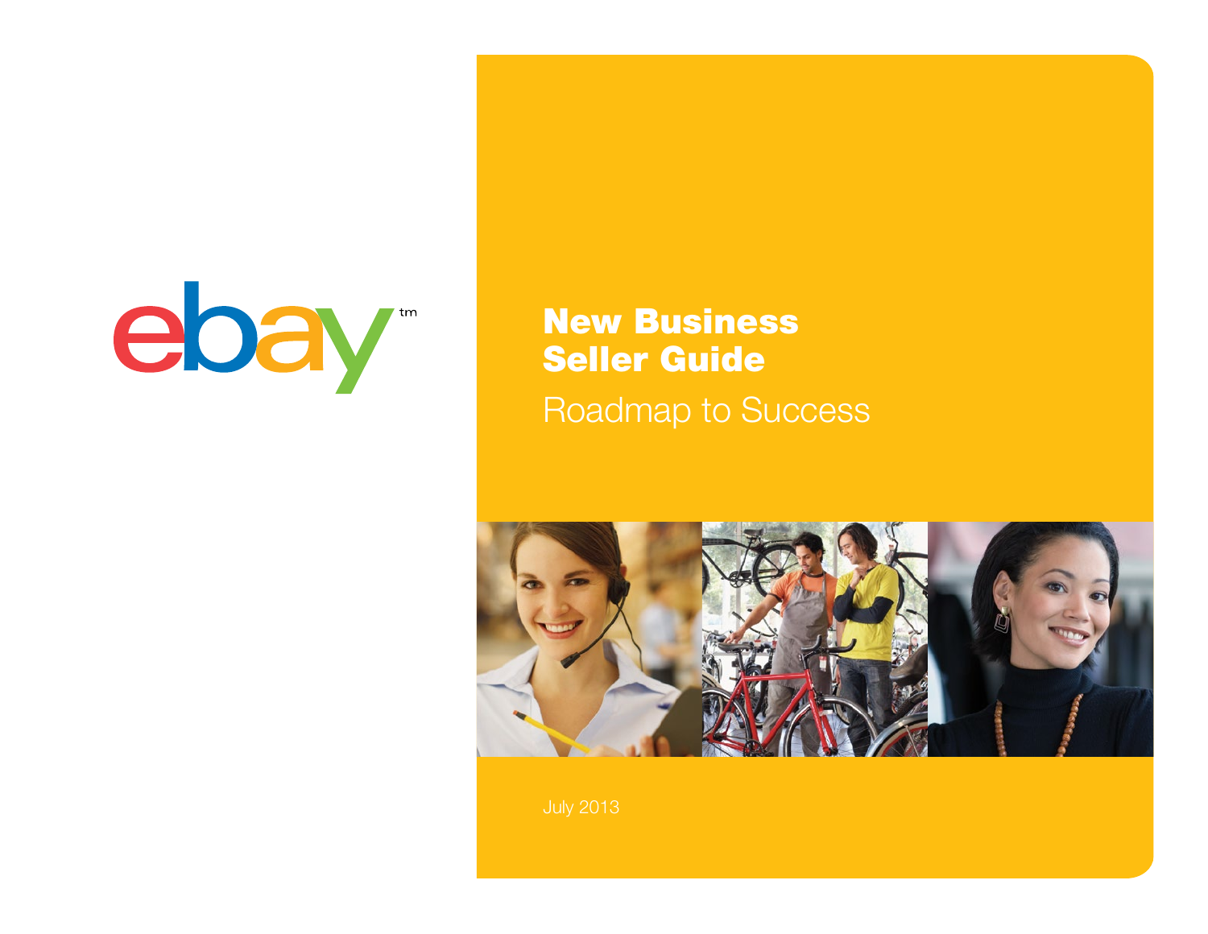ebay™

# New Business Seller Guide

## Roadmap to Success

July 2013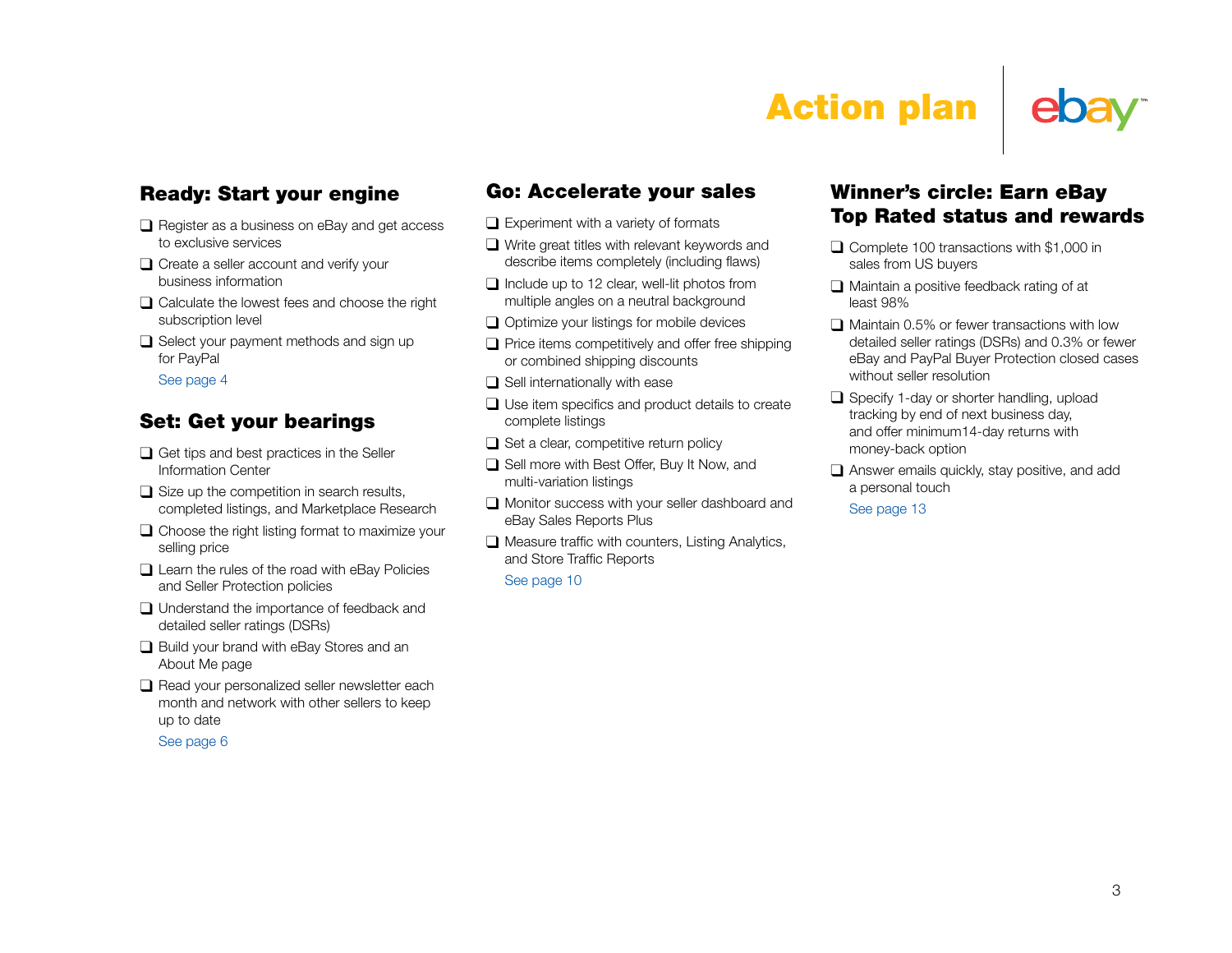# Action plan

## Ready: Start your engine

- ❑ Register as a business on eBay and get access to exclusive services
- ❑ Create a seller account and verify your business information
- ❑ Calculate the lowest fees and choose the right subscription level
- ❑ Select your payment methods and sign up for PayPal

See page 4

## Set: Get your bearings

- ❑ Get tips and best practices in the Seller Information Center
- ❑ Size up the competition in search results, completed listings, and Marketplace Research
- ❑ Choose the right listing format to maximize your selling price
- ❑ Learn the rules of the road with eBay Policies and Seller Protection policies
- ❑ Understand the importance of feedback and detailed seller ratings (DSRs)
- ❑ Build your brand with eBay Stores and an About Me page
- ❑ Read your personalized seller newsletter each month and network with other sellers to keep up to date

See page 6

## Go: Accelerate your sales

- ❑ Experiment with a variety of formats
- ❑ Write great titles with relevant keywords and describe items completely (including flaws)
- ❑ Include up to 12 clear, well-lit photos from multiple angles on a neutral background
- ❑ Optimize your listings for mobile devices
- ❑ Price items competitively and offer free shipping or combined shipping discounts
- ❑ Sell internationally with ease
- ❑ Use item specifics and product details to create complete listings
- ❑ Set a clear, competitive return policy
- ❑ Sell more with Best Offer, Buy It Now, and multi-variation listings
- ❑ Monitor success with your seller dashboard and eBay Sales Reports Plus
- ❑ Measure traffic with counters, Listing Analytics, and Store Traffic Reports

See page 10

## Winner's circle: Earn eBay Top Rated status and rewards

- ❑ Complete 100 transactions with $1,000 in sales from US buyers
- ❑ Maintain a positive feedback rating of at least 98%
- ❑ Maintain 0.5% or fewer transactions with low detailed seller ratings (DSRs) and 0.3% or fewer eBay and PayPal Buyer Protection closed cases without seller resolution
- ❑ Specify 1-day or shorter handling, upload tracking by end of next business day, and offer minimum14-day returns with money-back option
- ❑ Answer emails quickly, stay positive, and add a personal touch

See page 13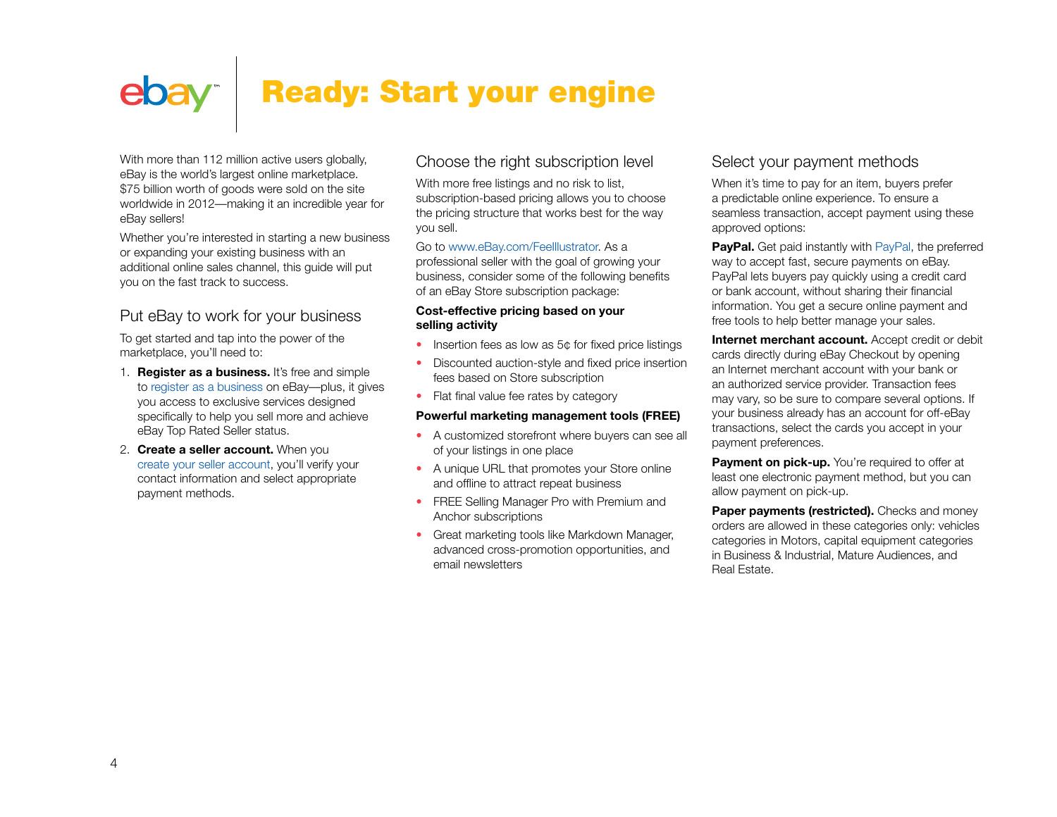# Ready: Start your engine

With more than 112 million active users globally, eBay is the world's largest online marketplace. $75 billion worth of goods were sold on the site worldwide in 2012—making it an incredible year for eBay sellers!

Whether you're interested in starting a new business or expanding your existing business with an additional online sales channel, this guide will put you on the fast track to success.

## Put eBay to work for your business

To get started and tap into the power of the marketplace, you'll need to:

1. **Register as a business.** It's free and simple to register as a business on eBay—plus, it gives you access to exclusive services designed specifically to help you sell more and achieve eBay Top Rated Seller status.
2. **Create a seller account.** When you create your seller account, you'll verify your contact information and select appropriate payment methods.

## Choose the right subscription level

With more free listings and no risk to list, subscription-based pricing allows you to choose the pricing structure that works best for the way you sell.

Go to www.eBay.com/FeeIllustrator. As a professional seller with the goal of growing your business, consider some of the following benefits of an eBay Store subscription package:

**Cost-effective pricing based on your selling activity**

- Insertion fees as low as 5¢ for fixed price listings
- Discounted auction-style and fixed price insertion fees based on Store subscription
- Flat final value fee rates by category

**Powerful marketing management tools (FREE)**

- A customized storefront where buyers can see all of your listings in one place
- A unique URL that promotes your Store online and offline to attract repeat business
- FREE Selling Manager Pro with Premium and Anchor subscriptions
- Great marketing tools like Markdown Manager, advanced cross-promotion opportunities, and email newsletters

## Select your payment methods

When it's time to pay for an item, buyers prefer a predictable online experience. To ensure a seamless transaction, accept payment using these approved options:

**PayPal.** Get paid instantly with PayPal, the preferred way to accept fast, secure payments on eBay. PayPal lets buyers pay quickly using a credit card or bank account, without sharing their financial information. You get a secure online payment and free tools to help better manage your sales.

**Internet merchant account.** Accept credit or debit cards directly during eBay Checkout by opening an Internet merchant account with your bank or an authorized service provider. Transaction fees may vary, so be sure to compare several options. If your business already has an account for off-eBay transactions, select the cards you accept in your payment preferences.

**Payment on pick-up.** You're required to offer at least one electronic payment method, but you can allow payment on pick-up.

**Paper payments (restricted).** Checks and money orders are allowed in these categories only: vehicles categories in Motors, capital equipment categories in Business & Industrial, Mature Audiences, and Real Estate.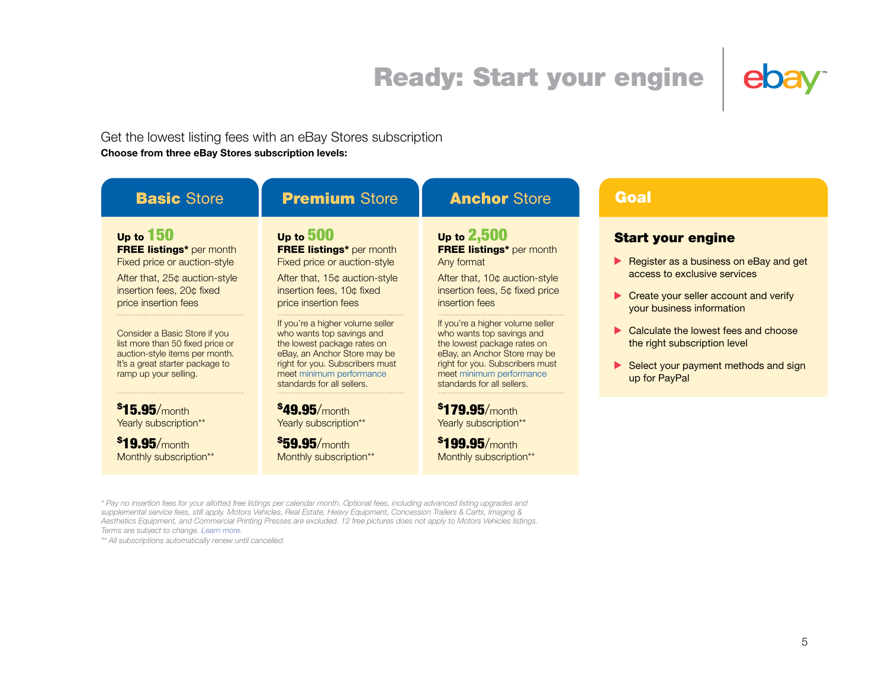# Ready: Start your engine

Get the lowest listing fees with an eBay Stores subscription

**Choose from three eBay Stores subscription levels:**

## Basic Store

**Up to 150 FREE listings*** per month
Fixed price or auction-style

After that, 25¢ auction-style insertion fees, 20¢ fixed price insertion fees

Consider a Basic Store if you list more than 50 fixed price or auction-style items per month. It's a great starter package to ramp up your selling.

**$15.95**/month
Yearly subscription**

**$19.95**/month
Monthly subscription**

## Premium Store

**Up to 500 FREE listings*** per month
Fixed price or auction-style

After that, 15¢ auction-style insertion fees, 10¢ fixed price insertion fees

If you're a higher volume seller who wants top savings and the lowest package rates on eBay, an Anchor Store may be right for you. Subscribers must meet minimum performance standards for all sellers.

**$49.95**/month
Yearly subscription**

**$59.95**/month
Monthly subscription**

## Anchor Store

**Up to 2,500 FREE listings*** per month
Any format

After that, 10¢ auction-style insertion fees, 5¢ fixed price insertion fees

If you're a higher volume seller who wants top savings and the lowest package rates on eBay, an Anchor Store may be right for you. Subscribers must meet minimum performance standards for all sellers.

**$179.95**/month
Yearly subscription**

**$199.95**/month
Monthly subscription**

## Goal

### Start your engine

- Register as a business on eBay and get access to exclusive services
- Create your seller account and verify your business information
- Calculate the lowest fees and choose the right subscription level
- Select your payment methods and sign up for PayPal

*\* Pay no insertion fees for your allotted free listings per calendar month. Optional fees, including advanced listing upgrades and supplemental service fees, still apply. Motors Vehicles, Real Estate, Heavy Equipment, Concession Trailers & Carts, Imaging & Aesthetics Equipment, and Commercial Printing Presses are excluded. 12 free pictures does not apply to Motors Vehicles listings. Terms are subject to change. Learn more.*

*\*\* All subscriptions automatically renew until cancelled.*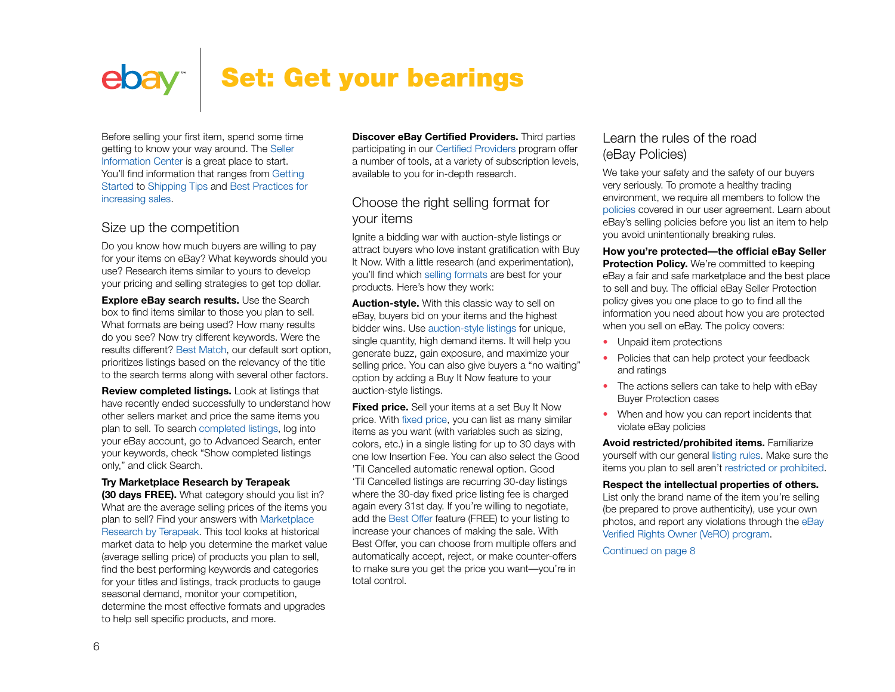# Set: Get your bearings

Before selling your first item, spend some time getting to know your way around. The Seller Information Center is a great place to start. You'll find information that ranges from Getting Started to Shipping Tips and Best Practices for increasing sales.

## Size up the competition

Do you know how much buyers are willing to pay for your items on eBay? What keywords should you use? Research items similar to yours to develop your pricing and selling strategies to get top dollar.

**Explore eBay search results.** Use the Search box to find items similar to those you plan to sell. What formats are being used? How many results do you see? Now try different keywords. Were the results different? Best Match, our default sort option, prioritizes listings based on the relevancy of the title to the search terms along with several other factors.

**Review completed listings.** Look at listings that have recently ended successfully to understand how other sellers market and price the same items you plan to sell. To search completed listings, log into your eBay account, go to Advanced Search, enter your keywords, check "Show completed listings only," and click Search.

**Try Marketplace Research by Terapeak (30 days FREE).** What category should you list in? What are the average selling prices of the items you plan to sell? Find your answers with Marketplace Research by Terapeak. This tool looks at historical market data to help you determine the market value (average selling price) of products you plan to sell, find the best performing keywords and categories for your titles and listings, track products to gauge seasonal demand, monitor your competition, determine the most effective formats and upgrades to help sell specific products, and more.

**Discover eBay Certified Providers.** Third parties participating in our Certified Providers program offer a number of tools, at a variety of subscription levels, available to you for in-depth research.

## Choose the right selling format for your items

Ignite a bidding war with auction-style listings or attract buyers who love instant gratification with Buy It Now. With a little research (and experimentation), you'll find which selling formats are best for your products. Here's how they work:

**Auction-style.** With this classic way to sell on eBay, buyers bid on your items and the highest bidder wins. Use auction-style listings for unique, single quantity, high demand items. It will help you generate buzz, gain exposure, and maximize your selling price. You can also give buyers a "no waiting" option by adding a Buy It Now feature to your auction-style listings.

**Fixed price.** Sell your items at a set Buy It Now price. With fixed price, you can list as many similar items as you want (with variables such as sizing, colors, etc.) in a single listing for up to 30 days with one low Insertion Fee. You can also select the Good 'Til Cancelled automatic renewal option. Good 'Til Cancelled listings are recurring 30-day listings where the 30-day fixed price listing fee is charged again every 31st day. If you're willing to negotiate, add the Best Offer feature (FREE) to your listing to increase your chances of making the sale. With Best Offer, you can choose from multiple offers and automatically accept, reject, or make counter-offers to make sure you get the price you want—you're in total control.

## Learn the rules of the road (eBay Policies)

We take your safety and the safety of our buyers very seriously. To promote a healthy trading environment, we require all members to follow the policies covered in our user agreement. Learn about eBay's selling policies before you list an item to help you avoid unintentionally breaking rules.

**How you're protected—the official eBay Seller Protection Policy.** We're committed to keeping eBay a fair and safe marketplace and the best place to sell and buy. The official eBay Seller Protection policy gives you one place to go to find all the information you need about how you are protected when you sell on eBay. The policy covers:

- Unpaid item protections
- Policies that can help protect your feedback and ratings
- The actions sellers can take to help with eBay Buyer Protection cases
- When and how you can report incidents that violate eBay policies

**Avoid restricted/prohibited items.** Familiarize yourself with our general listing rules. Make sure the items you plan to sell aren't restricted or prohibited.

**Respect the intellectual properties of others.** List only the brand name of the item you're selling (be prepared to prove authenticity), use your own photos, and report any violations through the eBay Verified Rights Owner (VeRO) program.

Continued on page 8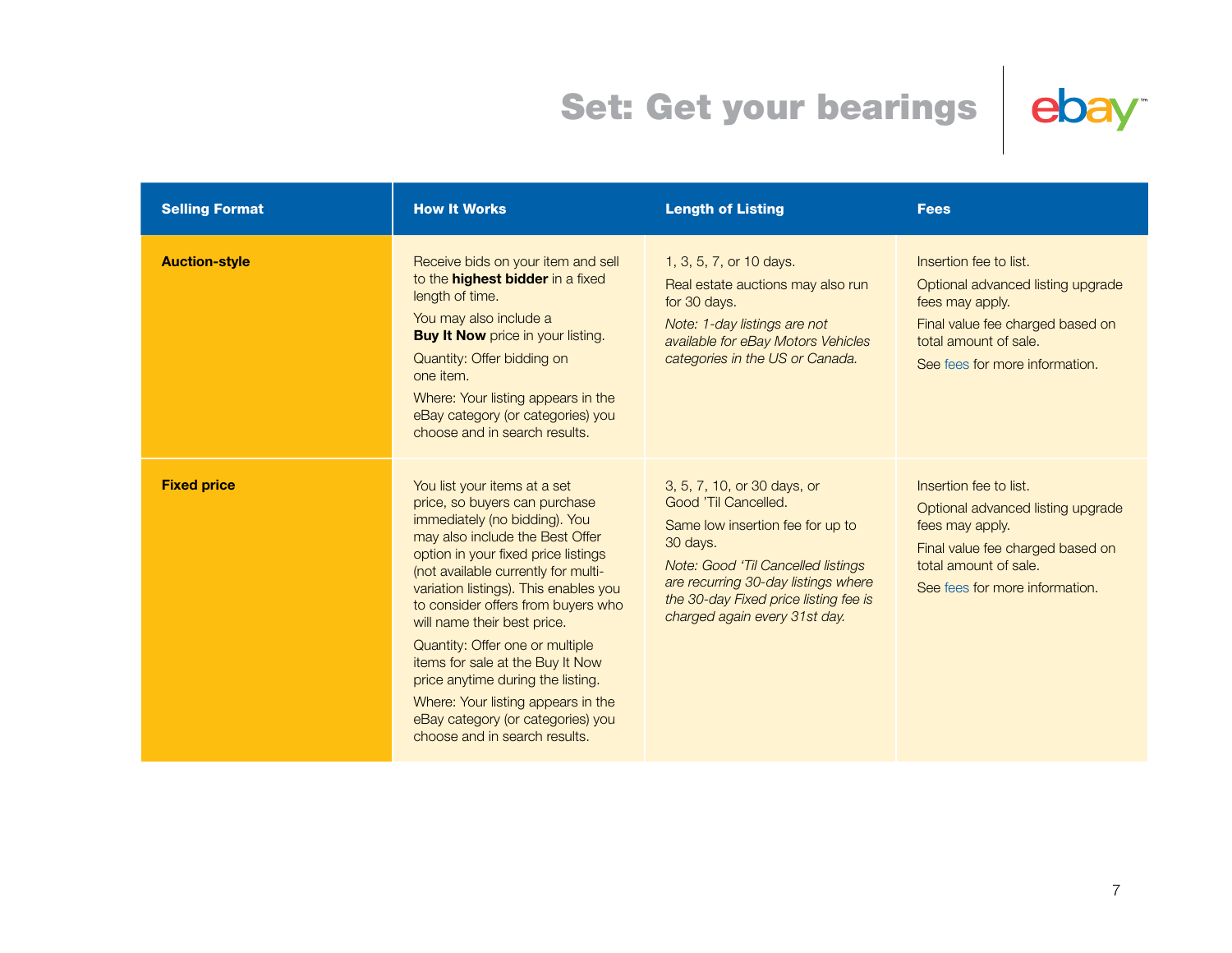# Set: Get your bearings

| Selling Format | How It Works | Length of Listing | Fees |
| --- | --- | --- | --- |
| **Auction-style** | Receive bids on your item and sell to the **highest bidder** in a fixed length of time.<br><br>You may also include a **Buy It Now** price in your listing.<br><br>Quantity: Offer bidding on one item.<br><br>Where: Your listing appears in the eBay category (or categories) you choose and in search results. | 1, 3, 5, 7, or 10 days.<br><br>Real estate auctions may also run for 30 days.<br><br>*Note: 1-day listings are not available for eBay Motors Vehicles categories in the US or Canada.* | Insertion fee to list.<br><br>Optional advanced listing upgrade fees may apply.<br><br>Final value fee charged based on total amount of sale.<br><br>See fees for more information. |
| **Fixed price** | You list your items at a set price, so buyers can purchase immediately (no bidding). You may also include the Best Offer option in your fixed price listings (not available currently for multi-variation listings). This enables you to consider offers from buyers who will name their best price.<br><br>Quantity: Offer one or multiple items for sale at the Buy It Now price anytime during the listing.<br><br>Where: Your listing appears in the eBay category (or categories) you choose and in search results. | 3, 5, 7, 10, or 30 days, or Good 'Til Cancelled.<br><br>Same low insertion fee for up to 30 days.<br><br>*Note: Good 'Til Cancelled listings are recurring 30-day listings where the 30-day Fixed price listing fee is charged again every 31st day.* | Insertion fee to list.<br><br>Optional advanced listing upgrade fees may apply.<br><br>Final value fee charged based on total amount of sale.<br><br>See fees for more information. |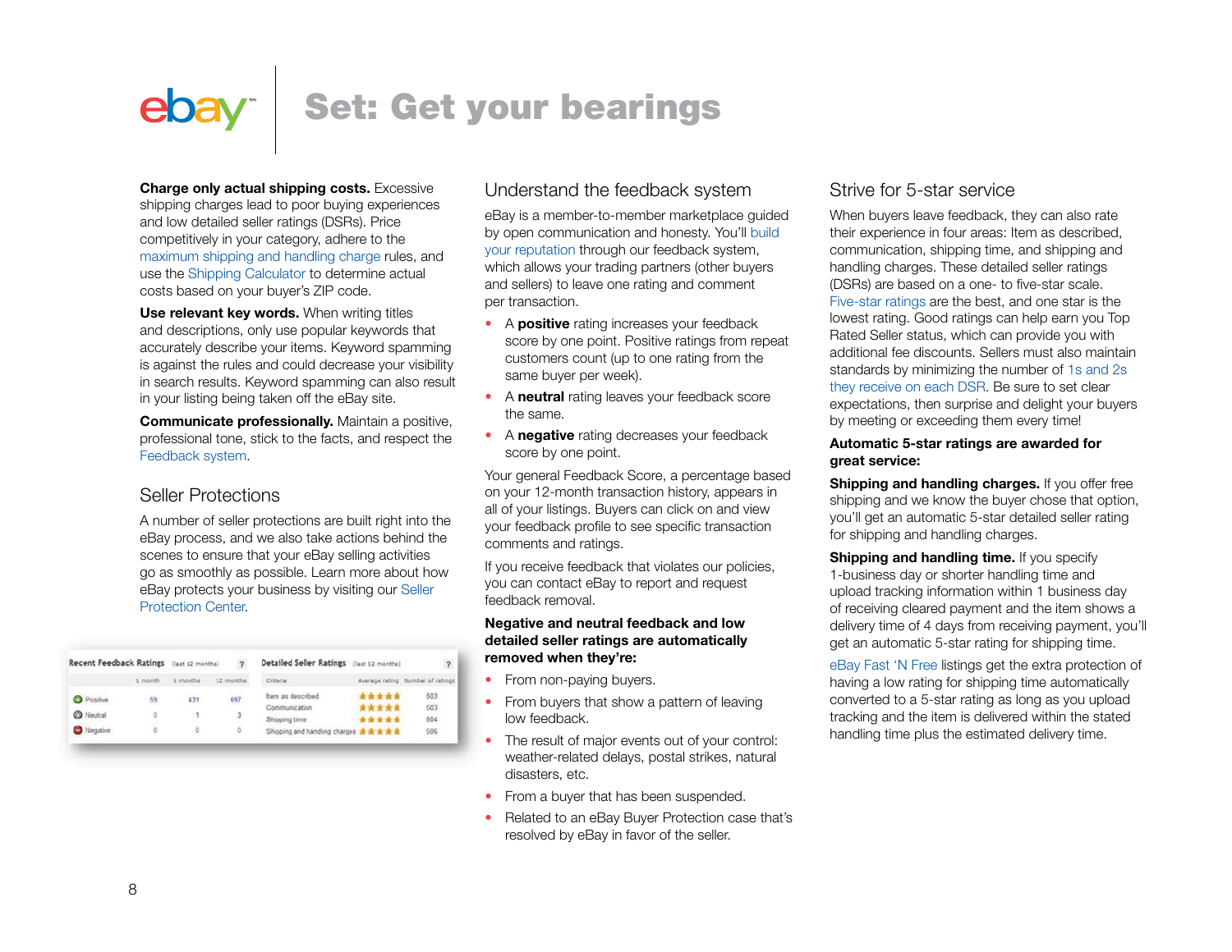# Set: Get your bearings

**Charge only actual shipping costs.** Excessive shipping charges lead to poor buying experiences and low detailed seller ratings (DSRs). Price competitively in your category, adhere to the maximum shipping and handling charge rules, and use the Shipping Calculator to determine actual costs based on your buyer's ZIP code.

**Use relevant key words.** When writing titles and descriptions, only use popular keywords that accurately describe your items. Keyword spamming is against the rules and could decrease your visibility in search results. Keyword spamming can also result in your listing being taken off the eBay site.

**Communicate professionally.** Maintain a positive, professional tone, stick to the facts, and respect the Feedback system.

## Seller Protections

A number of seller protections are built right into the eBay process, and we also take actions behind the scenes to ensure that your eBay selling activities go as smoothly as possible. Learn more about how eBay protects your business by visiting our Seller Protection Center.

**Recent Feedback Ratings** (last 12 months)

| | 1 month | 6 months | 12 months |
|---|---|---|---|
| Positive | 59 | 431 | 697 |
| Neutral | 0 | 1 | 3 |
| Negative | 0 | 0 | 0 |

**Detailed Seller Ratings** (last 12 months)

| Criteria | Average rating | Number of ratings |
|---|---|---|
| Item as described | ★★★★★ | 503 |
| Communication | ★★★★★ | 503 |
| Shipping time | ★★★★★ | 504 |
| Shipping and handling charges | ★★★★★ | 506 |

## Understand the feedback system

eBay is a member-to-member marketplace guided by open communication and honesty. You'll build your reputation through our feedback system, which allows your trading partners (other buyers and sellers) to leave one rating and comment per transaction.

- A **positive** rating increases your feedback score by one point. Positive ratings from repeat customers count (up to one rating from the same buyer per week).
- A **neutral** rating leaves your feedback score the same.
- A **negative** rating decreases your feedback score by one point.

Your general Feedback Score, a percentage based on your 12-month transaction history, appears in all of your listings. Buyers can click on and view your feedback profile to see specific transaction comments and ratings.

If you receive feedback that violates our policies, you can contact eBay to report and request feedback removal.

**Negative and neutral feedback and low detailed seller ratings are automatically removed when they're:**

- From non-paying buyers.
- From buyers that show a pattern of leaving low feedback.
- The result of major events out of your control: weather-related delays, postal strikes, natural disasters, etc.
- From a buyer that has been suspended.
- Related to an eBay Buyer Protection case that's resolved by eBay in favor of the seller.

## Strive for 5-star service

When buyers leave feedback, they can also rate their experience in four areas: Item as described, communication, shipping time, and shipping and handling charges. These detailed seller ratings (DSRs) are based on a one- to five-star scale. Five-star ratings are the best, and one star is the lowest rating. Good ratings can help earn you Top Rated Seller status, which can provide you with additional fee discounts. Sellers must also maintain standards by minimizing the number of 1s and 2s they receive on each DSR. Be sure to set clear expectations, then surprise and delight your buyers by meeting or exceeding them every time!

**Automatic 5-star ratings are awarded for great service:**

**Shipping and handling charges.** If you offer free shipping and we know the buyer chose that option, you'll get an automatic 5-star detailed seller rating for shipping and handling charges.

**Shipping and handling time.** If you specify 1-business day or shorter handling time and upload tracking information within 1 business day of receiving cleared payment and the item shows a delivery time of 4 days from receiving payment, you'll get an automatic 5-star rating for shipping time.

eBay Fast 'N Free listings get the extra protection of having a low rating for shipping time automatically converted to a 5-star rating as long as you upload tracking and the item is delivered within the stated handling time plus the estimated delivery time.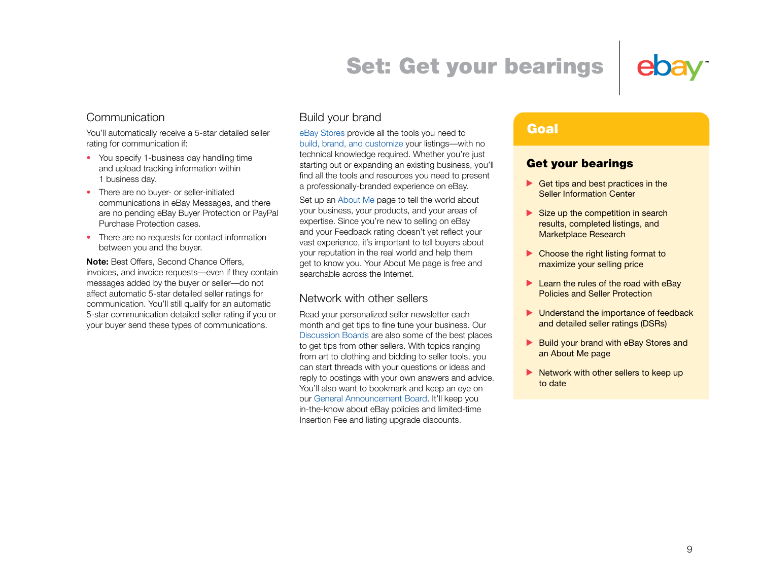# Set: Get your bearings

## Communication

You'll automatically receive a 5-star detailed seller rating for communication if:

- You specify 1-business day handling time and upload tracking information within 1 business day.
- There are no buyer- or seller-initiated communications in eBay Messages, and there are no pending eBay Buyer Protection or PayPal Purchase Protection cases.
- There are no requests for contact information between you and the buyer.

**Note:** Best Offers, Second Chance Offers, invoices, and invoice requests—even if they contain messages added by the buyer or seller—do not affect automatic 5-star detailed seller ratings for communication. You'll still qualify for an automatic 5-star communication detailed seller rating if you or your buyer send these types of communications.

## Build your brand

eBay Stores provide all the tools you need to build, brand, and customize your listings—with no technical knowledge required. Whether you're just starting out or expanding an existing business, you'll find all the tools and resources you need to present a professionally-branded experience on eBay.

Set up an About Me page to tell the world about your business, your products, and your areas of expertise. Since you're new to selling on eBay and your Feedback rating doesn't yet reflect your vast experience, it's important to tell buyers about your reputation in the real world and help them get to know you. Your About Me page is free and searchable across the Internet.

## Network with other sellers

Read your personalized seller newsletter each month and get tips to fine tune your business. Our Discussion Boards are also some of the best places to get tips from other sellers. With topics ranging from art to clothing and bidding to seller tools, you can start threads with your questions or ideas and reply to postings with your own answers and advice. You'll also want to bookmark and keep an eye on our General Announcement Board. It'll keep you in-the-know about eBay policies and limited-time Insertion Fee and listing upgrade discounts.

## Goal

### Get your bearings

- Get tips and best practices in the Seller Information Center
- Size up the competition in search results, completed listings, and Marketplace Research
- Choose the right listing format to maximize your selling price
- Learn the rules of the road with eBay Policies and Seller Protection
- Understand the importance of feedback and detailed seller ratings (DSRs)
- Build your brand with eBay Stores and an About Me page
- Network with other sellers to keep up to date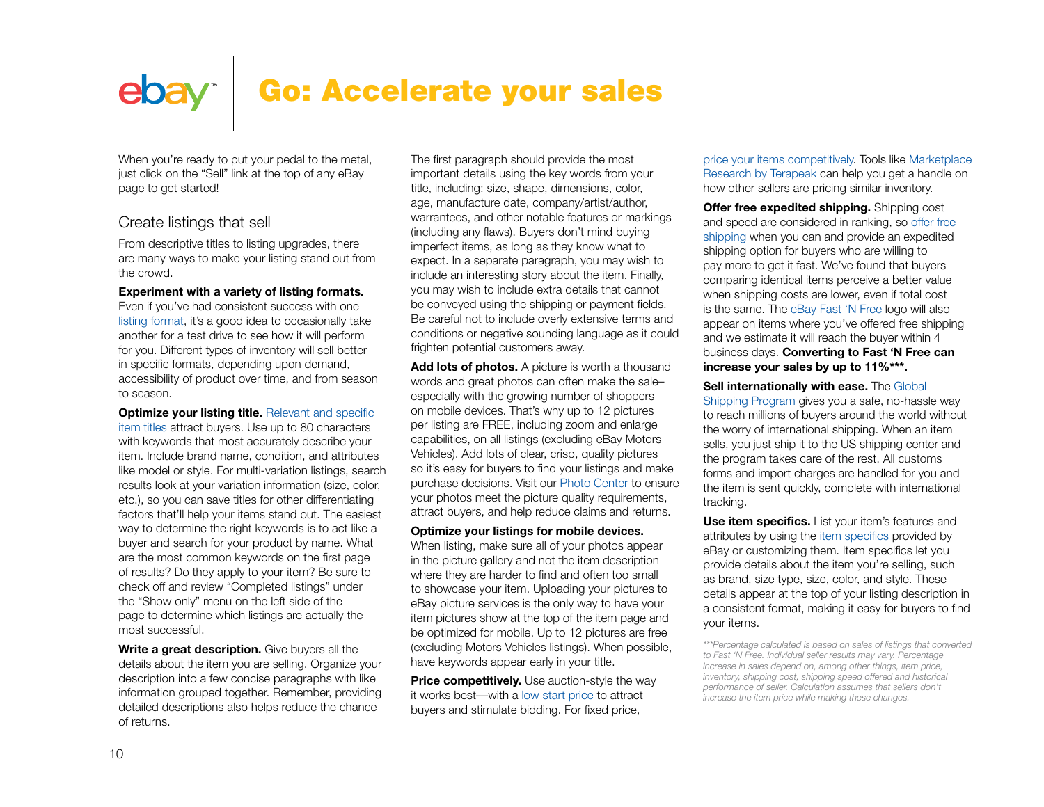# Go: Accelerate your sales

When you're ready to put your pedal to the metal, just click on the "Sell" link at the top of any eBay page to get started!

## Create listings that sell

From descriptive titles to listing upgrades, there are many ways to make your listing stand out from the crowd.

**Experiment with a variety of listing formats.** Even if you've had consistent success with one listing format, it's a good idea to occasionally take another for a test drive to see how it will perform for you. Different types of inventory will sell better in specific formats, depending upon demand, accessibility of product over time, and from season to season.

**Optimize your listing title.** Relevant and specific item titles attract buyers. Use up to 80 characters with keywords that most accurately describe your item. Include brand name, condition, and attributes like model or style. For multi-variation listings, search results look at your variation information (size, color, etc.), so you can save titles for other differentiating factors that'll help your items stand out. The easiest way to determine the right keywords is to act like a buyer and search for your product by name. What are the most common keywords on the first page of results? Do they apply to your item? Be sure to check off and review "Completed listings" under the "Show only" menu on the left side of the page to determine which listings are actually the most successful.

**Write a great description.** Give buyers all the details about the item you are selling. Organize your description into a few concise paragraphs with like information grouped together. Remember, providing detailed descriptions also helps reduce the chance of returns.

The first paragraph should provide the most important details using the key words from your title, including: size, shape, dimensions, color, age, manufacture date, company/artist/author, warranties, and other notable features or markings (including any flaws). Buyers don't mind buying imperfect items, as long as they know what to expect. In a separate paragraph, you may wish to include an interesting story about the item. Finally, you may wish to include extra details that cannot be conveyed using the shipping or payment fields. Be careful not to include overly extensive terms and conditions or negative sounding language as it could frighten potential customers away.

**Add lots of photos.** A picture is worth a thousand words and great photos can often make the sale–especially with the growing number of shoppers on mobile devices. That's why up to 12 pictures per listing are FREE, including zoom and enlarge capabilities, on all listings (excluding eBay Motors Vehicles). Add lots of clear, crisp, quality pictures so it's easy for buyers to find your listings and make purchase decisions. Visit our Photo Center to ensure your photos meet the picture quality requirements, attract buyers, and help reduce claims and returns.

**Optimize your listings for mobile devices.** When listing, make sure all of your photos appear in the picture gallery and not the item description where they are harder to find and often too small to showcase your item. Uploading your pictures to eBay picture services is the only way to have your item pictures show at the top of the item page and be optimized for mobile. Up to 12 pictures are free (excluding Motors Vehicles listings). When possible, have keywords appear early in your title.

**Price competitively.** Use auction-style the way it works best—with a low start price to attract buyers and stimulate bidding. For fixed price, price your items competitively. Tools like Marketplace Research by Terapeak can help you get a handle on how other sellers are pricing similar inventory.

**Offer free expedited shipping.** Shipping cost and speed are considered in ranking, so offer free shipping when you can and provide an expedited shipping option for buyers who are willing to pay more to get it fast. We've found that buyers comparing identical items perceive a better value when shipping costs are lower, even if total cost is the same. The eBay Fast 'N Free logo will also appear on items where you've offered free shipping and we estimate it will reach the buyer within 4 business days. **Converting to Fast 'N Free can increase your sales by up to 11%\*\*\*.**

**Sell internationally with ease.** The Global Shipping Program gives you a safe, no-hassle way to reach millions of buyers around the world without the worry of international shipping. When an item sells, you just ship it to the US shipping center and the program takes care of the rest. All customs forms and import charges are handled for you and the item is sent quickly, complete with international tracking.

**Use item specifics.** List your item's features and attributes by using the item specifics provided by eBay or customizing them. Item specifics let you provide details about the item you're selling, such as brand, size type, size, color, and style. These details appear at the top of your listing description in a consistent format, making it easy for buyers to find your items.

*\*\*\*Percentage calculated is based on sales of listings that converted to Fast 'N Free. Individual seller results may vary. Percentage increase in sales depend on, among other things, item price, inventory, shipping cost, shipping speed offered and historical performance of seller. Calculation assumes that sellers don't increase the item price while making these changes.*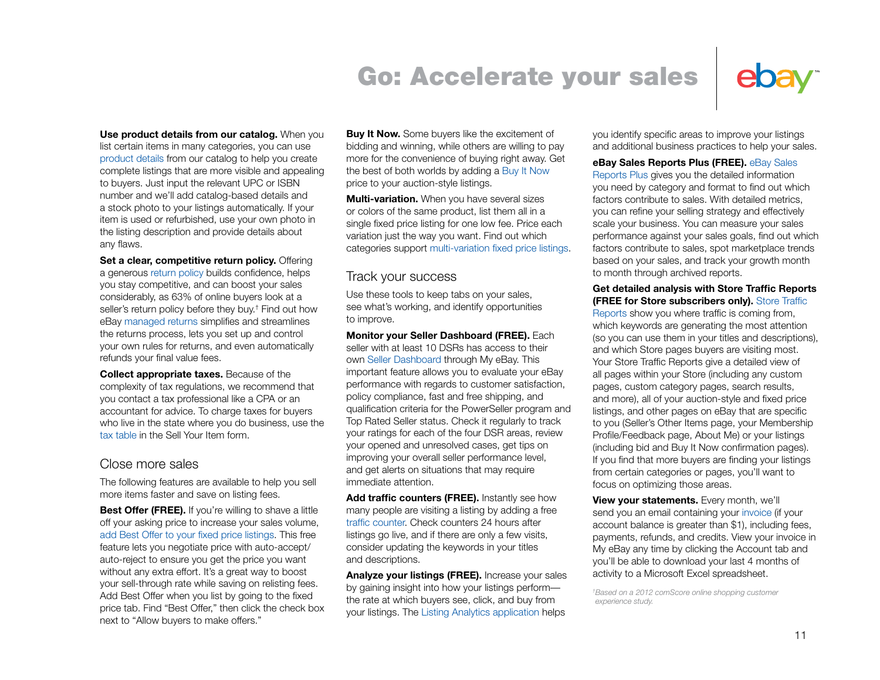# Go: Accelerate your sales

**Use product details from our catalog.** When you list certain items in many categories, you can use product details from our catalog to help you create complete listings that are more visible and appealing to buyers. Just input the relevant UPC or ISBN number and we'll add catalog-based details and a stock photo to your listings automatically. If your item is used or refurbished, use your own photo in the listing description and provide details about any flaws.

**Set a clear, competitive return policy.** Offering a generous return policy builds confidence, helps you stay competitive, and can boost your sales considerably, as 63% of online buyers look at a seller's return policy before they buy.[†] Find out how eBay managed returns simplifies and streamlines the returns process, lets you set up and control your own rules for returns, and even automatically refunds your final value fees.

**Collect appropriate taxes.** Because of the complexity of tax regulations, we recommend that you contact a tax professional like a CPA or an accountant for advice. To charge taxes for buyers who live in the state where you do business, use the tax table in the Sell Your Item form.

## Close more sales

The following features are available to help you sell more items faster and save on listing fees.

**Best Offer (FREE).** If you're willing to shave a little off your asking price to increase your sales volume, add Best Offer to your fixed price listings. This free feature lets you negotiate price with auto-accept/auto-reject to ensure you get the price you want without any extra effort. It's a great way to boost your sell-through rate while saving on relisting fees. Add Best Offer when you list by going to the fixed price tab. Find "Best Offer," then click the check box next to "Allow buyers to make offers."

**Buy It Now.** Some buyers like the excitement of bidding and winning, while others are willing to pay more for the convenience of buying right away. Get the best of both worlds by adding a Buy It Now price to your auction-style listings.

**Multi-variation.** When you have several sizes or colors of the same product, list them all in a single fixed price listing for one low fee. Price each variation just the way you want. Find out which categories support multi-variation fixed price listings.

## Track your success

Use these tools to keep tabs on your sales, see what's working, and identify opportunities to improve.

**Monitor your Seller Dashboard (FREE).** Each seller with at least 10 DSRs has access to their own Seller Dashboard through My eBay. This important feature allows you to evaluate your eBay performance with regards to customer satisfaction, policy compliance, fast and free shipping, and qualification criteria for the PowerSeller program and Top Rated Seller status. Check it regularly to track your ratings for each of the four DSR areas, review your opened and unresolved cases, get tips on improving your overall seller performance level, and get alerts on situations that may require immediate attention.

**Add traffic counters (FREE).** Instantly see how many people are visiting a listing by adding a free traffic counter. Check counters 24 hours after listings go live, and if there are only a few visits, consider updating the keywords in your titles and descriptions.

**Analyze your listings (FREE).** Increase your sales by gaining insight into how your listings perform—the rate at which buyers see, click, and buy from your listings. The Listing Analytics application helps you identify specific areas to improve your listings and additional business practices to help your sales.

**eBay Sales Reports Plus (FREE).** eBay Sales Reports Plus gives you the detailed information you need by category and format to find out which factors contribute to sales. With detailed metrics, you can refine your selling strategy and effectively scale your business. You can measure your sales performance against your sales goals, find out which factors contribute to sales, spot marketplace trends based on your sales, and track your growth month to month through archived reports.

**Get detailed analysis with Store Traffic Reports (FREE for Store subscribers only).** Store Traffic Reports show you where traffic is coming from, which keywords are generating the most attention (so you can use them in your titles and descriptions), and which Store pages buyers are visiting most. Your Store Traffic Reports give a detailed view of all pages within your Store (including any custom pages, custom category pages, search results, and more), all of your auction-style and fixed price listings, and other pages on eBay that are specific to you (Seller's Other Items page, your Membership Profile/Feedback page, About Me) or your listings (including bid and Buy It Now confirmation pages). If you find that more buyers are finding your listings from certain categories or pages, you'll want to focus on optimizing those areas.

**View your statements.** Every month, we'll send you an email containing your invoice (if your account balance is greater than $1), including fees, payments, refunds, and credits. View your invoice in My eBay any time by clicking the Account tab and you'll be able to download your last 4 months of activity to a Microsoft Excel spreadsheet.

*[†]Based on a 2012 comScore online shopping customer experience study.*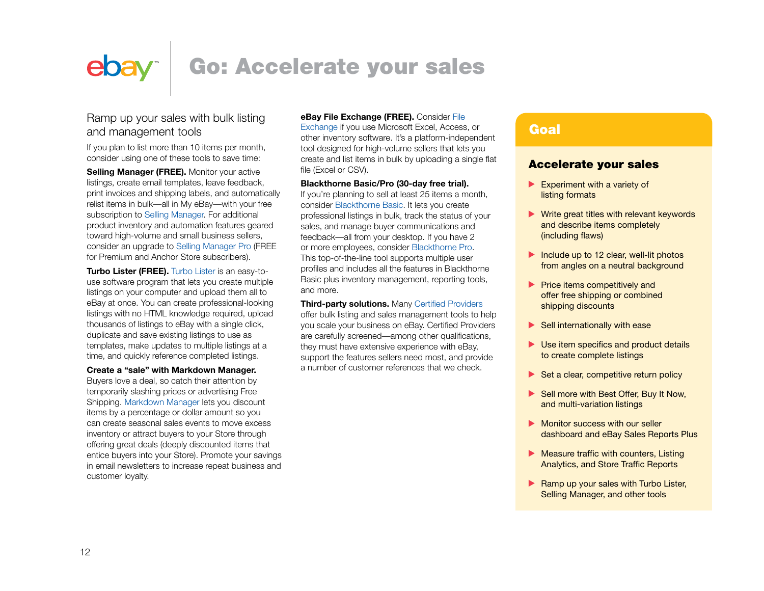# Go: Accelerate your sales

## Ramp up your sales with bulk listing and management tools

If you plan to list more than 10 items per month, consider using one of these tools to save time:

**Selling Manager (FREE).** Monitor your active listings, create email templates, leave feedback, print invoices and shipping labels, and automatically relist items in bulk—all in My eBay—with your free subscription to Selling Manager. For additional product inventory and automation features geared toward high-volume and small business sellers, consider an upgrade to Selling Manager Pro (FREE for Premium and Anchor Store subscribers).

**Turbo Lister (FREE).** Turbo Lister is an easy-to-use software program that lets you create multiple listings on your computer and upload them all to eBay at once. You can create professional-looking listings with no HTML knowledge required, upload thousands of listings to eBay with a single click, duplicate and save existing listings to use as templates, make updates to multiple listings at a time, and quickly reference completed listings.

**Create a "sale" with Markdown Manager.** Buyers love a deal, so catch their attention by temporarily slashing prices or advertising Free Shipping. Markdown Manager lets you discount items by a percentage or dollar amount so you can create seasonal sales events to move excess inventory or attract buyers to your Store through offering great deals (deeply discounted items that entice buyers into your Store). Promote your savings in email newsletters to increase repeat business and customer loyalty.

**eBay File Exchange (FREE).** Consider File Exchange if you use Microsoft Excel, Access, or other inventory software. It's a platform-independent tool designed for high-volume sellers that lets you create and list items in bulk by uploading a single flat file (Excel or CSV).

**Blackthorne Basic/Pro (30-day free trial).** If you're planning to sell at least 25 items a month, consider Blackthorne Basic. It lets you create professional listings in bulk, track the status of your sales, and manage buyer communications and feedback—all from your desktop. If you have 2 or more employees, consider Blackthorne Pro. This top-of-the-line tool supports multiple user profiles and includes all the features in Blackthorne Basic plus inventory management, reporting tools, and more.

**Third-party solutions.** Many Certified Providers offer bulk listing and sales management tools to help you scale your business on eBay. Certified Providers are carefully screened—among other qualifications, they must have extensive experience with eBay, support the features sellers need most, and provide a number of customer references that we check.

## Goal

### Accelerate your sales

- Experiment with a variety of listing formats
- Write great titles with relevant keywords and describe items completely (including flaws)
- Include up to 12 clear, well-lit photos from angles on a neutral background
- Price items competitively and offer free shipping or combined shipping discounts
- Sell internationally with ease
- Use item specifics and product details to create complete listings
- Set a clear, competitive return policy
- Sell more with Best Offer, Buy It Now, and multi-variation listings
- Monitor success with our seller dashboard and eBay Sales Reports Plus
- Measure traffic with counters, Listing Analytics, and Store Traffic Reports
- Ramp up your sales with Turbo Lister, Selling Manager, and other tools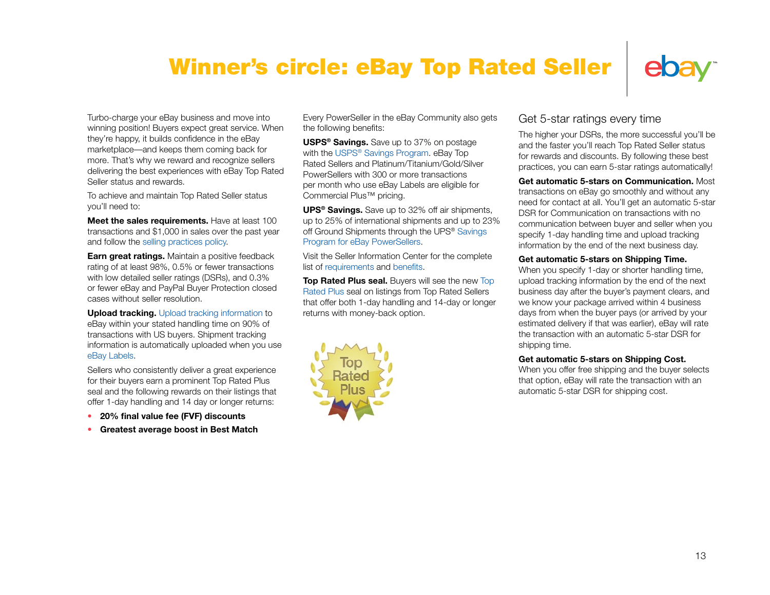# Winner's circle: eBay Top Rated Seller

Turbo-charge your eBay business and move into winning position! Buyers expect great service. When they're happy, it builds confidence in the eBay marketplace—and keeps them coming back for more. That's why we reward and recognize sellers delivering the best experiences with eBay Top Rated Seller status and rewards.

To achieve and maintain Top Rated Seller status you'll need to:

**Meet the sales requirements.** Have at least 100 transactions and $1,000 in sales over the past year and follow the selling practices policy.

**Earn great ratings.** Maintain a positive feedback rating of at least 98%, 0.5% or fewer transactions with low detailed seller ratings (DSRs), and 0.3% or fewer eBay and PayPal Buyer Protection closed cases without seller resolution.

**Upload tracking.** Upload tracking information to eBay within your stated handling time on 90% of transactions with US buyers. Shipment tracking information is automatically uploaded when you use eBay Labels.

Sellers who consistently deliver a great experience for their buyers earn a prominent Top Rated Plus seal and the following rewards on their listings that offer 1-day handling and 14 day or longer returns:

- **20% final value fee (FVF) discounts**
- **Greatest average boost in Best Match**

Every PowerSeller in the eBay Community also gets the following benefits:

**USPS® Savings.** Save up to 37% on postage with the USPS® Savings Program. eBay Top Rated Sellers and Platinum/Titanium/Gold/Silver PowerSellers with 300 or more transactions per month who use eBay Labels are eligible for Commercial Plus™ pricing.

**UPS® Savings.** Save up to 32% off air shipments, up to 25% of international shipments and up to 23% off Ground Shipments through the UPS® Savings Program for eBay PowerSellers.

Visit the Seller Information Center for the complete list of requirements and benefits.

**Top Rated Plus seal.** Buyers will see the new Top Rated Plus seal on listings from Top Rated Sellers that offer both 1-day handling and 14-day or longer returns with money-back option.

## Get 5-star ratings every time

The higher your DSRs, the more successful you'll be and the faster you'll reach Top Rated Seller status for rewards and discounts. By following these best practices, you can earn 5-star ratings automatically!

**Get automatic 5-stars on Communication.** Most transactions on eBay go smoothly and without any need for contact at all. You'll get an automatic 5-star DSR for Communication on transactions with no communication between buyer and seller when you specify 1-day handling time and upload tracking information by the end of the next business day.

**Get automatic 5-stars on Shipping Time.** When you specify 1-day or shorter handling time, upload tracking information by the end of the next business day after the buyer's payment clears, and we know your package arrived within 4 business days from when the buyer pays (or arrived by your estimated delivery if that was earlier), eBay will rate the transaction with an automatic 5-star DSR for shipping time.

**Get automatic 5-stars on Shipping Cost.** When you offer free shipping and the buyer selects that option, eBay will rate the transaction with an automatic 5-star DSR for shipping cost.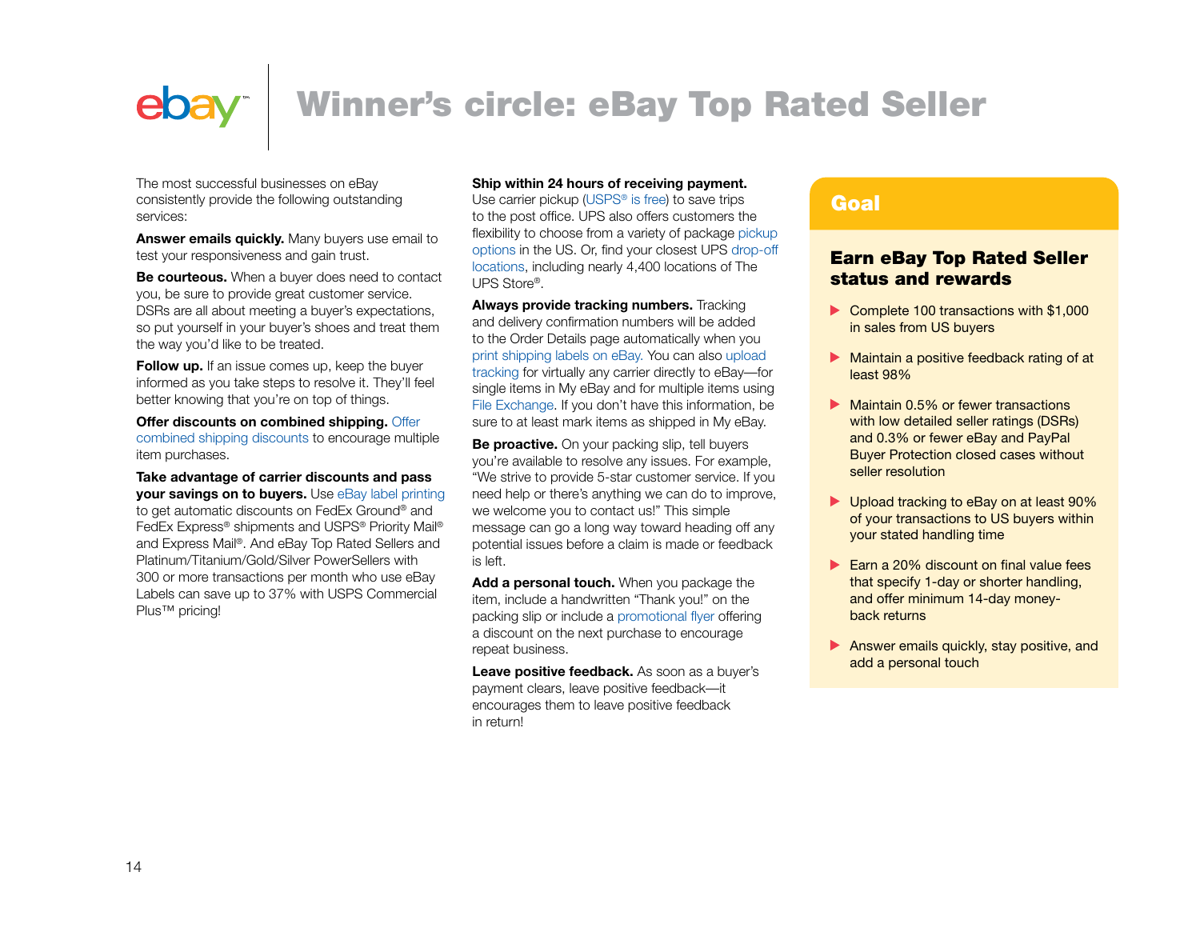# Winner's circle: eBay Top Rated Seller

The most successful businesses on eBay consistently provide the following outstanding services:

**Answer emails quickly.** Many buyers use email to test your responsiveness and gain trust.

**Be courteous.** When a buyer does need to contact you, be sure to provide great customer service. DSRs are all about meeting a buyer's expectations, so put yourself in your buyer's shoes and treat them the way you'd like to be treated.

**Follow up.** If an issue comes up, keep the buyer informed as you take steps to resolve it. They'll feel better knowing that you're on top of things.

**Offer discounts on combined shipping.** Offer combined shipping discounts to encourage multiple item purchases.

**Take advantage of carrier discounts and pass your savings on to buyers.** Use eBay label printing to get automatic discounts on FedEx Ground® and FedEx Express® shipments and USPS® Priority Mail® and Express Mail®. And eBay Top Rated Sellers and Platinum/Titanium/Gold/Silver PowerSellers with 300 or more transactions per month who use eBay Labels can save up to 37% with USPS Commercial Plus™ pricing!

**Ship within 24 hours of receiving payment.** Use carrier pickup (USPS® is free) to save trips to the post office. UPS also offers customers the flexibility to choose from a variety of package pickup options in the US. Or, find your closest UPS drop-off locations, including nearly 4,400 locations of The UPS Store®.

**Always provide tracking numbers.** Tracking and delivery confirmation numbers will be added to the Order Details page automatically when you print shipping labels on eBay. You can also upload tracking for virtually any carrier directly to eBay—for single items in My eBay and for multiple items using File Exchange. If you don't have this information, be sure to at least mark items as shipped in My eBay.

**Be proactive.** On your packing slip, tell buyers you're available to resolve any issues. For example, "We strive to provide 5-star customer service. If you need help or there's anything we can do to improve, we welcome you to contact us!" This simple message can go a long way toward heading off any potential issues before a claim is made or feedback is left.

**Add a personal touch.** When you package the item, include a handwritten "Thank you!" on the packing slip or include a promotional flyer offering a discount on the next purchase to encourage repeat business.

**Leave positive feedback.** As soon as a buyer's payment clears, leave positive feedback—it encourages them to leave positive feedback in return!

## Goal

### Earn eBay Top Rated Seller status and rewards

- Complete 100 transactions with $1,000 in sales from US buyers
- Maintain a positive feedback rating of at least 98%
- Maintain 0.5% or fewer transactions with low detailed seller ratings (DSRs) and 0.3% or fewer eBay and PayPal Buyer Protection closed cases without seller resolution
- Upload tracking to eBay on at least 90% of your transactions to US buyers within your stated handling time
- Earn a 20% discount on final value fees that specify 1-day or shorter handling, and offer minimum 14-day money-back returns
- Answer emails quickly, stay positive, and add a personal touch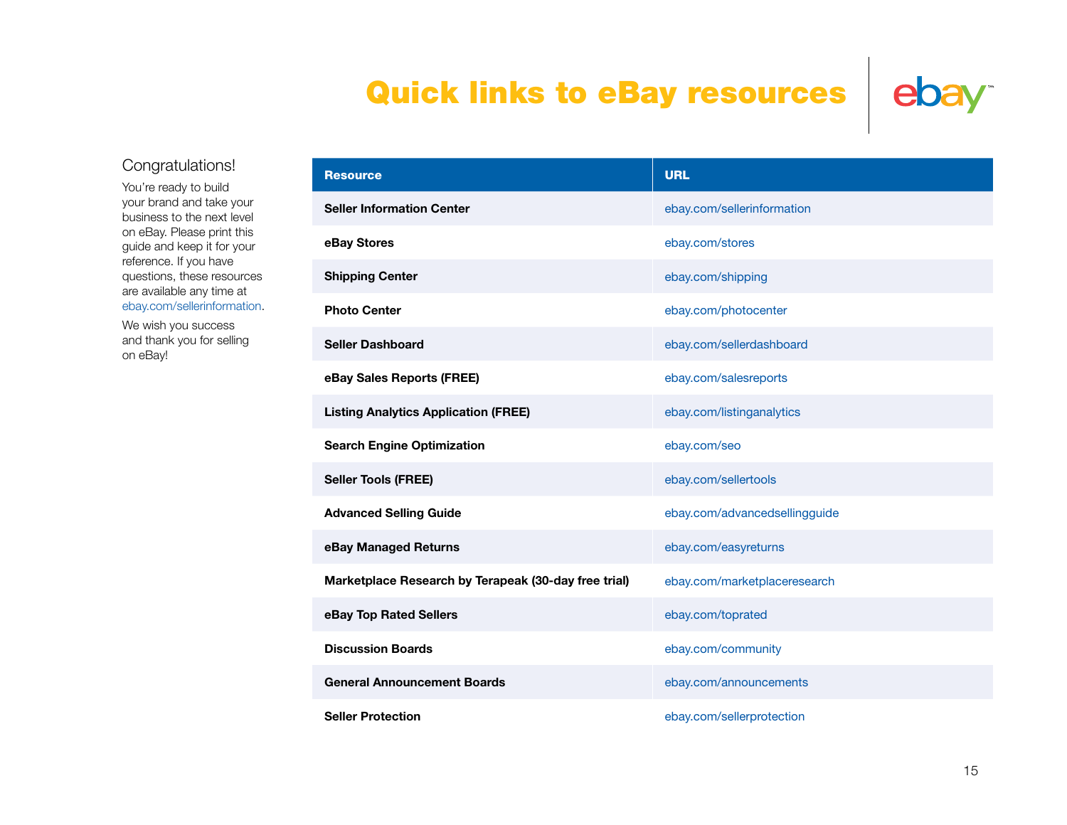# Quick links to eBay resources

## Congratulations!

You're ready to build your brand and take your business to the next level on eBay. Please print this guide and keep it for your reference. If you have questions, these resources are available any time at ebay.com/sellerinformation.

We wish you success and thank you for selling on eBay!

| Resource | URL |
|---|---|
| **Seller Information Center** | ebay.com/sellerinformation |
| **eBay Stores** | ebay.com/stores |
| **Shipping Center** | ebay.com/shipping |
| **Photo Center** | ebay.com/photocenter |
| **Seller Dashboard** | ebay.com/sellerdashboard |
| **eBay Sales Reports (FREE)** | ebay.com/salesreports |
| **Listing Analytics Application (FREE)** | ebay.com/listinganalytics |
| **Search Engine Optimization** | ebay.com/seo |
| **Seller Tools (FREE)** | ebay.com/sellertools |
| **Advanced Selling Guide** | ebay.com/advancedsellingguide |
| **eBay Managed Returns** | ebay.com/easyreturns |
| **Marketplace Research by Terapeak (30-day free trial)** | ebay.com/marketplaceresearch |
| **eBay Top Rated Sellers** | ebay.com/toprated |
| **Discussion Boards** | ebay.com/community |
| **General Announcement Boards** | ebay.com/announcements |
| **Seller Protection** | ebay.com/sellerprotection |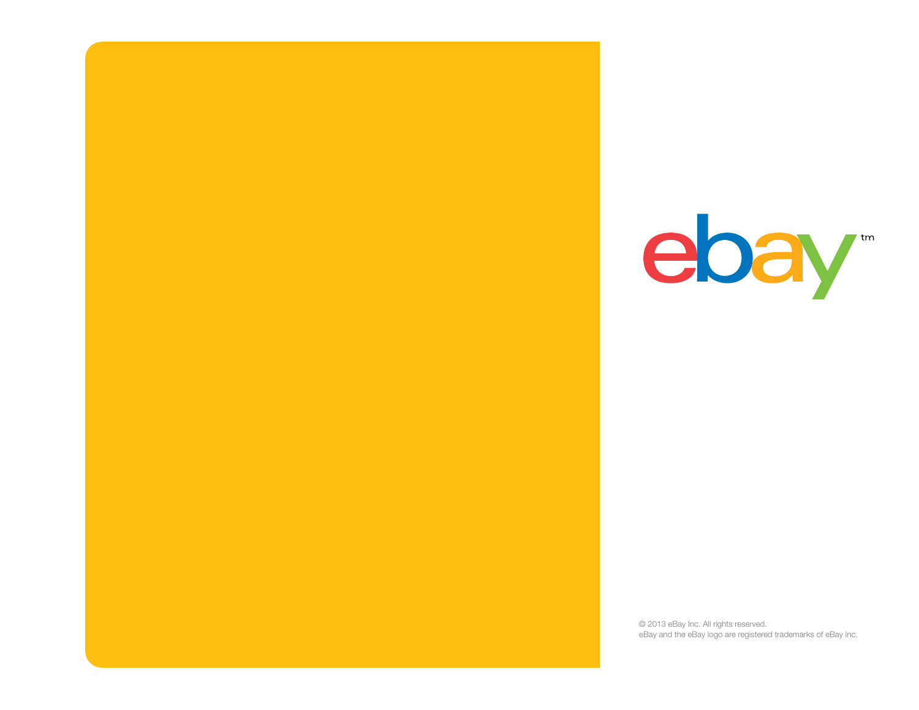ebay™

© 2013 eBay Inc. All rights reserved.
eBay and the eBay logo are registered trademarks of eBay Inc.